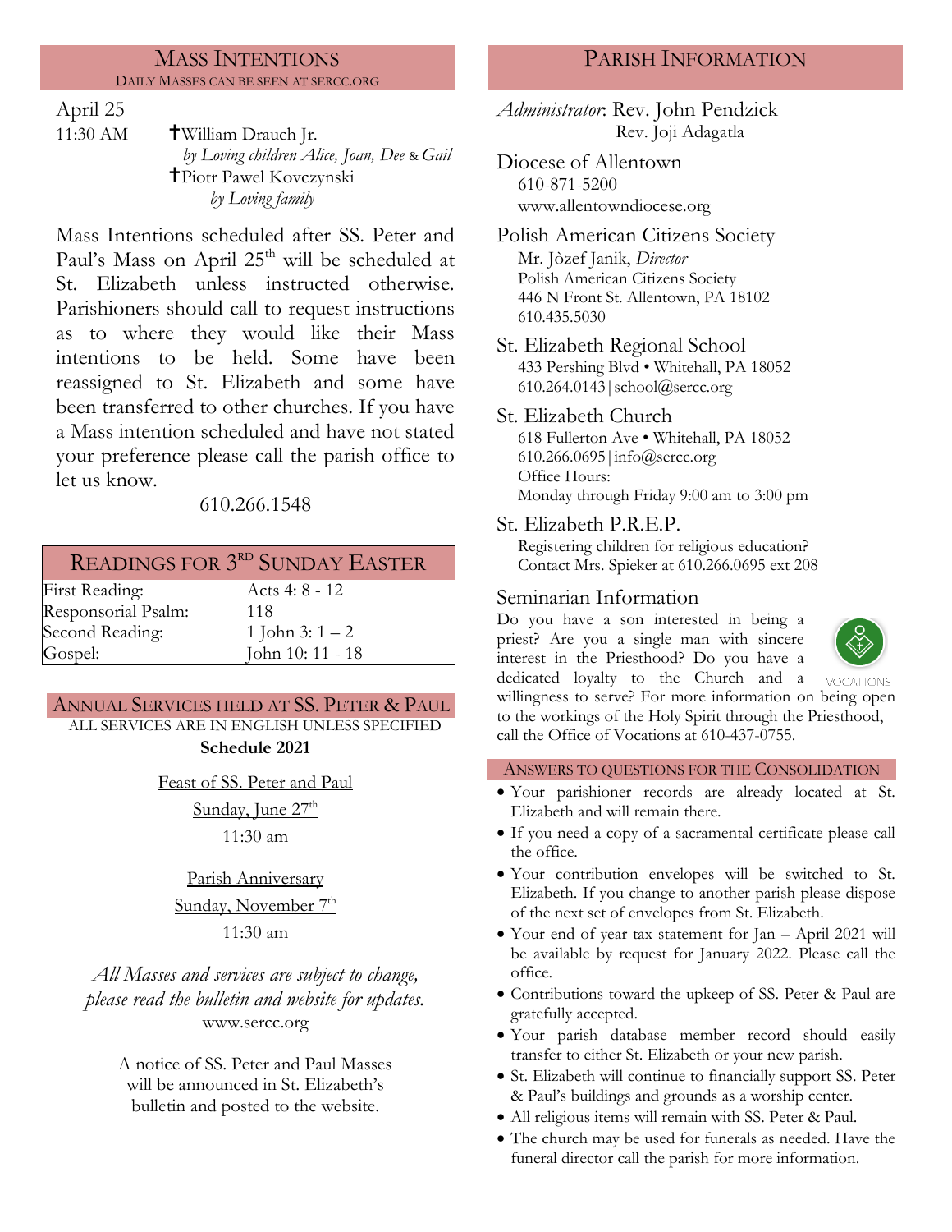## MASS INTENTIONS

DAILY MASSES CAN BE SEEN AT SERCC.ORG

April 25

11:30 AM ✝William Drauch Jr.
*by Loving children Alice, Joan, Dee & Gail*
✝Piotr Pawel Kovczynski
*by Loving family*

Mass Intentions scheduled after SS. Peter and Paul's Mass on April 25th will be scheduled at St. Elizabeth unless instructed otherwise. Parishioners should call to request instructions as to where they would like their Mass intentions to be held. Some have been reassigned to St. Elizabeth and some have been transferred to other churches. If you have a Mass intention scheduled and have not stated your preference please call the parish office to let us know.

610.266.1548

## READINGS FOR 3RD SUNDAY EASTER

| | |
|---|---|
| First Reading: | Acts 4: 8 - 12 |
| Responsorial Psalm: | 118 |
| Second Reading: | 1 John 3: 1 – 2 |
| Gospel: | John 10: 11 - 18 |

## ANNUAL SERVICES HELD AT SS. PETER & PAUL

ALL SERVICES ARE IN ENGLISH UNLESS SPECIFIED

**Schedule 2021**

Feast of SS. Peter and Paul
Sunday, June 27th
11:30 am

Parish Anniversary
Sunday, November 7th
11:30 am

*All Masses and services are subject to change, please read the bulletin and website for updates.*
www.sercc.org

A notice of SS. Peter and Paul Masses will be announced in St. Elizabeth's bulletin and posted to the website.

## PARISH INFORMATION

*Administrator*: Rev. John Pendzick
Rev. Joji Adagatla

**Diocese of Allentown**
610-871-5200
www.allentowndiocese.org

**Polish American Citizens Society**
Mr. Jòzef Janik, *Director*
Polish American Citizens Society
446 N Front St. Allentown, PA 18102
610.435.5030

**St. Elizabeth Regional School**
433 Pershing Blvd • Whitehall, PA 18052
610.264.0143 | school@sercc.org

**St. Elizabeth Church**
618 Fullerton Ave • Whitehall, PA 18052
610.266.0695 | info@sercc.org
Office Hours:
Monday through Friday 9:00 am to 3:00 pm

**St. Elizabeth P.R.E.P.**
Registering children for religious education?
Contact Mrs. Spieker at 610.266.0695 ext 208

**Seminarian Information**

Do you have a son interested in being a priest? Are you a single man with sincere interest in the Priesthood? Do you have a dedicated loyalty to the Church and a willingness to serve? For more information on being open to the workings of the Holy Spirit through the Priesthood, call the Office of Vocations at 610-437-0755.

VOCATIONS

## ANSWERS TO QUESTIONS FOR THE CONSOLIDATION

- Your parishioner records are already located at St. Elizabeth and will remain there.
- If you need a copy of a sacramental certificate please call the office.
- Your contribution envelopes will be switched to St. Elizabeth. If you change to another parish please dispose of the next set of envelopes from St. Elizabeth.
- Your end of year tax statement for Jan – April 2021 will be available by request for January 2022. Please call the office.
- Contributions toward the upkeep of SS. Peter & Paul are gratefully accepted.
- Your parish database member record should easily transfer to either St. Elizabeth or your new parish.
- St. Elizabeth will continue to financially support SS. Peter & Paul's buildings and grounds as a worship center.
- All religious items will remain with SS. Peter & Paul.
- The church may be used for funerals as needed. Have the funeral director call the parish for more information.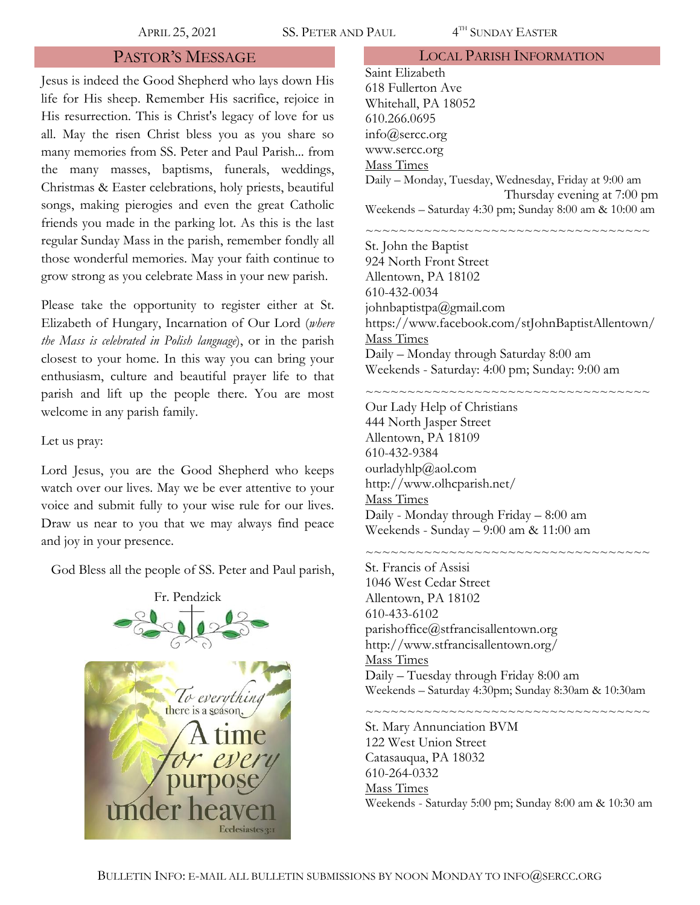## PASTOR'S MESSAGE

Jesus is indeed the Good Shepherd who lays down His life for His sheep. Remember His sacrifice, rejoice in His resurrection. This is Christ's legacy of love for us all. May the risen Christ bless you as you share so many memories from SS. Peter and Paul Parish... from the many masses, baptisms, funerals, weddings, Christmas & Easter celebrations, holy priests, beautiful songs, making pierogies and even the great Catholic friends you made in the parking lot. As this is the last regular Sunday Mass in the parish, remember fondly all those wonderful memories. May your faith continue to grow strong as you celebrate Mass in your new parish.

Please take the opportunity to register either at St. Elizabeth of Hungary, Incarnation of Our Lord (*where the Mass is celebrated in Polish language*), or in the parish closest to your home. In this way you can bring your enthusiasm, culture and beautiful prayer life to that parish and lift up the people there. You are most welcome in any parish family.

Let us pray:

Lord Jesus, you are the Good Shepherd who keeps watch over our lives. May we be ever attentive to your voice and submit fully to your wise rule for our lives. Draw us near to you that we may always find peace and joy in your presence.

God Bless all the people of SS. Peter and Paul parish,

Fr. Pendzick

## LOCAL PARISH INFORMATION

Saint Elizabeth
618 Fullerton Ave
Whitehall, PA 18052
610.266.0695
info@sercc.org
www.sercc.org
Mass Times
Daily – Monday, Tuesday, Wednesday, Friday at 9:00 am
Thursday evening at 7:00 pm
Weekends – Saturday 4:30 pm; Sunday 8:00 am & 10:00 am

~~~~~~~~~~~~~~~~~~~~~~~~~~~~~~~~~~~~

St. John the Baptist
924 North Front Street
Allentown, PA 18102
610-432-0034
johnbaptistpa@gmail.com
https://www.facebook.com/stJohnBaptistAllentown/
Mass Times
Daily – Monday through Saturday 8:00 am
Weekends - Saturday: 4:00 pm; Sunday: 9:00 am

~~~~~~~~~~~~~~~~~~~~~~~~~~~~~~~~~~~~

Our Lady Help of Christians
444 North Jasper Street
Allentown, PA 18109
610-432-9384
ourladyhlp@aol.com
http://www.olhcparish.net/
Mass Times
Daily - Monday through Friday – 8:00 am
Weekends - Sunday – 9:00 am & 11:00 am

~~~~~~~~~~~~~~~~~~~~~~~~~~~~~~~~~~~~

St. Francis of Assisi
1046 West Cedar Street
Allentown, PA 18102
610-433-6102
parishoffice@stfrancisallentown.org
http://www.stfrancisallentown.org/
Mass Times
Daily – Tuesday through Friday 8:00 am
Weekends – Saturday 4:30pm; Sunday 8:30am & 10:30am

~~~~~~~~~~~~~~~~~~~~~~~~~~~~~~~~~~~~

St. Mary Annunciation BVM
122 West Union Street
Catasauqua, PA 18032
610-264-0332
Mass Times
Weekends - Saturday 5:00 pm; Sunday 8:00 am & 10:30 am

BULLETIN INFO: E-MAIL ALL BULLETIN SUBMISSIONS BY NOON MONDAY TO INFO@SERCC.ORG